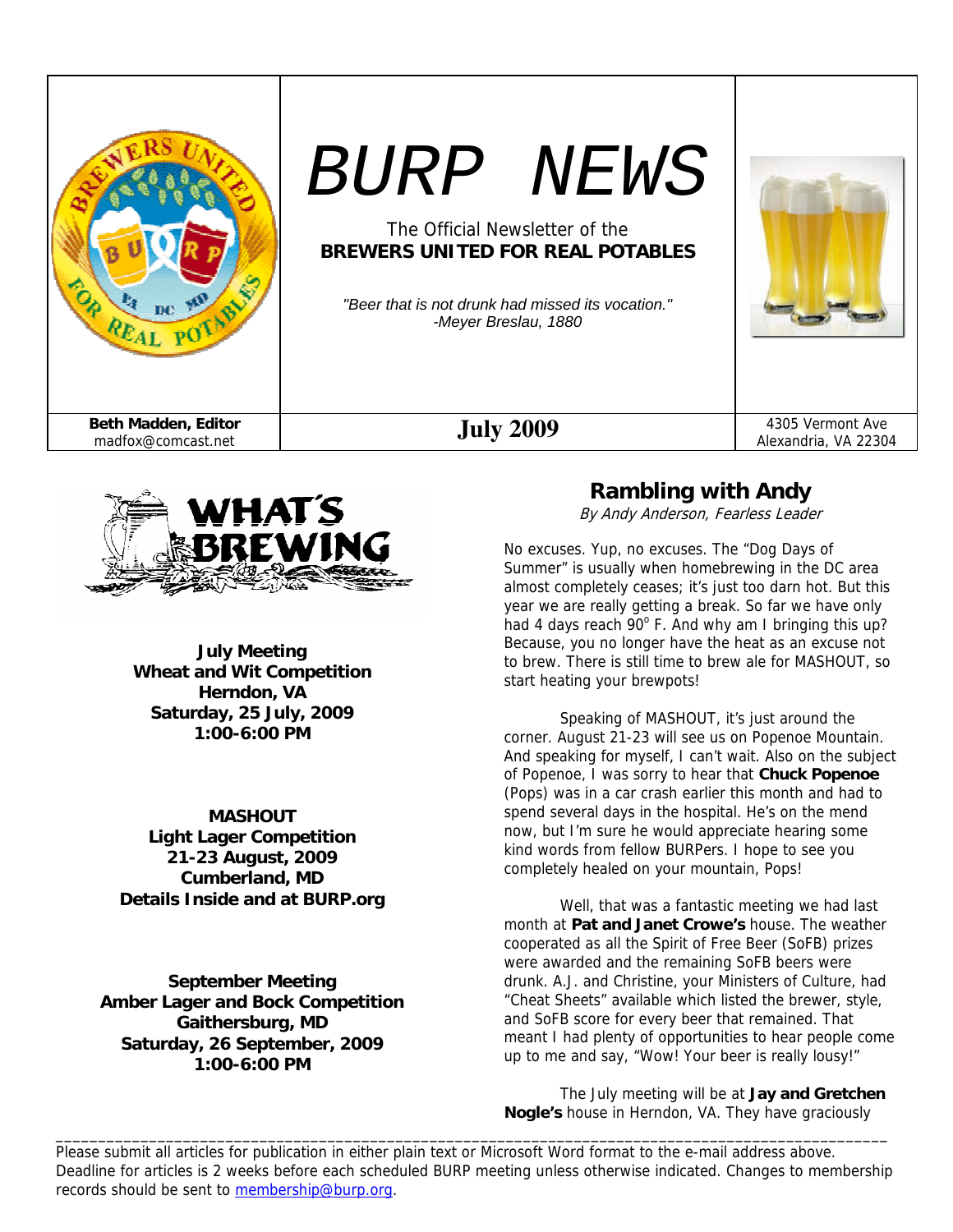# BURP NEWS

The Official Newsletter of the
**BREWERS UNITED FOR REAL POTABLES**

*"Beer that is not drunk had missed its vocation."*
*-Meyer Breslau, 1880*

**Beth Madden, Editor**
madfox@comcast.net

**July 2009**

4305 Vermont Ave
Alexandria, VA 22304

## WHAT'S BREWING

**July Meeting**
**Wheat and Wit Competition**
**Herndon, VA**
**Saturday, 25 July, 2009**
**1:00-6:00 PM**

**MASHOUT**
**Light Lager Competition**
**21-23 August, 2009**
**Cumberland, MD**
**Details Inside and at BURP.org**

**September Meeting**
**Amber Lager and Bock Competition**
**Gaithersburg, MD**
**Saturday, 26 September, 2009**
**1:00-6:00 PM**

## Rambling with Andy

*By Andy Anderson, Fearless Leader*

No excuses. Yup, no excuses. The "Dog Days of Summer" is usually when homebrewing in the DC area almost completely ceases; it's just too darn hot. But this year we are really getting a break. So far we have only had 4 days reach 90° F. And why am I bringing this up? Because, you no longer have the heat as an excuse not to brew. There is still time to brew ale for MASHOUT, so start heating your brewpots!

Speaking of MASHOUT, it's just around the corner. August 21-23 will see us on Popenoe Mountain. And speaking for myself, I can't wait. Also on the subject of Popenoe, I was sorry to hear that **Chuck Popenoe** (Pops) was in a car crash earlier this month and had to spend several days in the hospital. He's on the mend now, but I'm sure he would appreciate hearing some kind words from fellow BURPers. I hope to see you completely healed on your mountain, Pops!

Well, that was a fantastic meeting we had last month at **Pat and Janet Crowe's** house. The weather cooperated as all the Spirit of Free Beer (SoFB) prizes were awarded and the remaining SoFB beers were drunk. A.J. and Christine, your Ministers of Culture, had "Cheat Sheets" available which listed the brewer, style, and SoFB score for every beer that remained. That meant I had plenty of opportunities to hear people come up to me and say, "Wow! Your beer is really lousy!"

The July meeting will be at **Jay and Gretchen Nogle's** house in Herndon, VA. They have graciously

---

Please submit all articles for publication in either plain text or Microsoft Word format to the e-mail address above. Deadline for articles is 2 weeks before each scheduled BURP meeting unless otherwise indicated. Changes to membership records should be sent to membership@burp.org.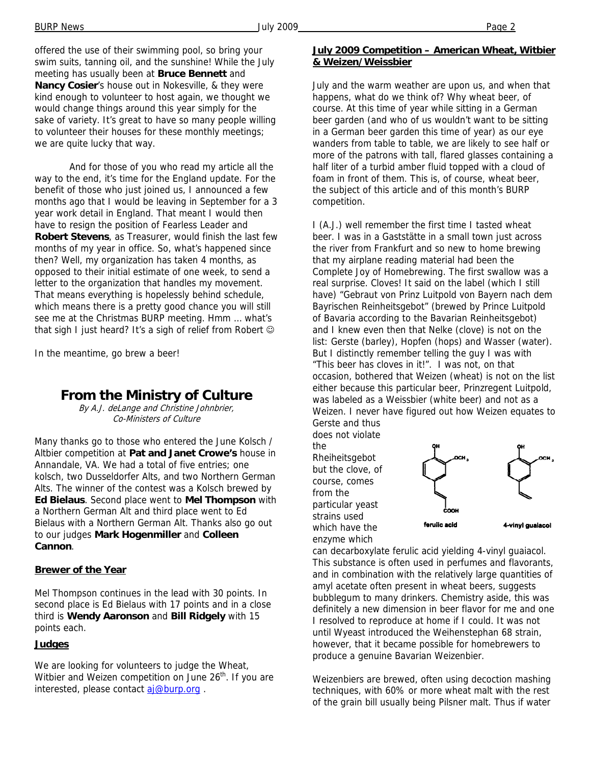offered the use of their swimming pool, so bring your swim suits, tanning oil, and the sunshine! While the July meeting has usually been at **Bruce Bennett** and **Nancy Cosier**'s house out in Nokesville, & they were kind enough to volunteer to host again, we thought we would change things around this year simply for the sake of variety. It's great to have so many people willing to volunteer their houses for these monthly meetings; we are quite lucky that way.

And for those of you who read my article all the way to the end, it's time for the England update. For the benefit of those who just joined us, I announced a few months ago that I would be leaving in September for a 3 year work detail in England. That meant I would then have to resign the position of Fearless Leader and **Robert Stevens**, as Treasurer, would finish the last few months of my year in office. So, what's happened since then? Well, my organization has taken 4 months, as opposed to their initial estimate of one week, to send a letter to the organization that handles my movement. That means everything is hopelessly behind schedule, which means there is a pretty good chance you will still see me at the Christmas BURP meeting. Hmm … what's that sigh I just heard? It's a sigh of relief from Robert ☺

In the meantime, go brew a beer!

## From the Ministry of Culture

*By A.J. deLange and Christine Johnbrier, Co-Ministers of Culture*

Many thanks go to those who entered the June Kolsch / Altbier competition at **Pat and Janet Crowe's** house in Annandale, VA. We had a total of five entries; one kolsch, two Dusseldorfer Alts, and two Northern German Alts. The winner of the contest was a Kolsch brewed by **Ed Bielaus**. Second place went to **Mel Thompson** with a Northern German Alt and third place went to Ed Bielaus with a Northern German Alt. Thanks also go out to our judges **Mark Hogenmiller** and **Colleen Cannon**.

### Brewer of the Year

Mel Thompson continues in the lead with 30 points. In second place is Ed Bielaus with 17 points and in a close third is **Wendy Aaronson** and **Bill Ridgely** with 15 points each.

### Judges

We are looking for volunteers to judge the Wheat, Witbier and Weizen competition on June 26th. If you are interested, please contact aj@burp.org .

### July 2009 Competition – American Wheat, Witbier & Weizen/Weissbier

July and the warm weather are upon us, and when that happens, what do we think of? Why wheat beer, of course. At this time of year while sitting in a German beer garden (and who of us wouldn't want to be sitting in a German beer garden this time of year) as our eye wanders from table to table, we are likely to see half or more of the patrons with tall, flared glasses containing a half liter of a turbid amber fluid topped with a cloud of foam in front of them. This is, of course, wheat beer, the subject of this article and of this month's BURP competition.

I (A.J.) well remember the first time I tasted wheat beer. I was in a Gaststätte in a small town just across the river from Frankfurt and so new to home brewing that my airplane reading material had been the Complete Joy of Homebrewing. The first swallow was a real surprise. Cloves! It said on the label (which I still have) "Gebraut von Prinz Luitpold von Bayern nach dem Bayrischen Reinheitsgebot" (brewed by Prince Luitpold of Bavaria according to the Bavarian Reinheitsgebot) and I knew even then that Nelke (clove) is not on the list: Gerste (barley), Hopfen (hops) and Wasser (water). But I distinctly remember telling the guy I was with "This beer has cloves in it!". I was not, on that occasion, bothered that Weizen (wheat) is not on the list either because this particular beer, Prinzregent Luitpold, was labeled as a Weissbier (white beer) and not as a Weizen. I never have figured out how Weizen equates to Gerste and thus does not violate the Rheiheitsgebot but the clove, of course, comes from the particular yeast strains used which have the enzyme which can decarboxylate ferulic acid yielding 4-vinyl guaiacol. This substance is often used in perfumes and flavorants, and in combination with the relatively large quantities of amyl acetate often present in wheat beers, suggests bubblegum to many drinkers. Chemistry aside, this was definitely a new dimension in beer flavor for me and one I resolved to reproduce at home if I could. It was not until Wyeast introduced the Weihenstephan 68 strain, however, that it became possible for homebrewers to produce a genuine Bavarian Weizenbier.

ferulic acid    4-vinyl guaiacol

Weizenbiers are brewed, often using decoction mashing techniques, with 60% or more wheat malt with the rest of the grain bill usually being Pilsner malt. Thus if water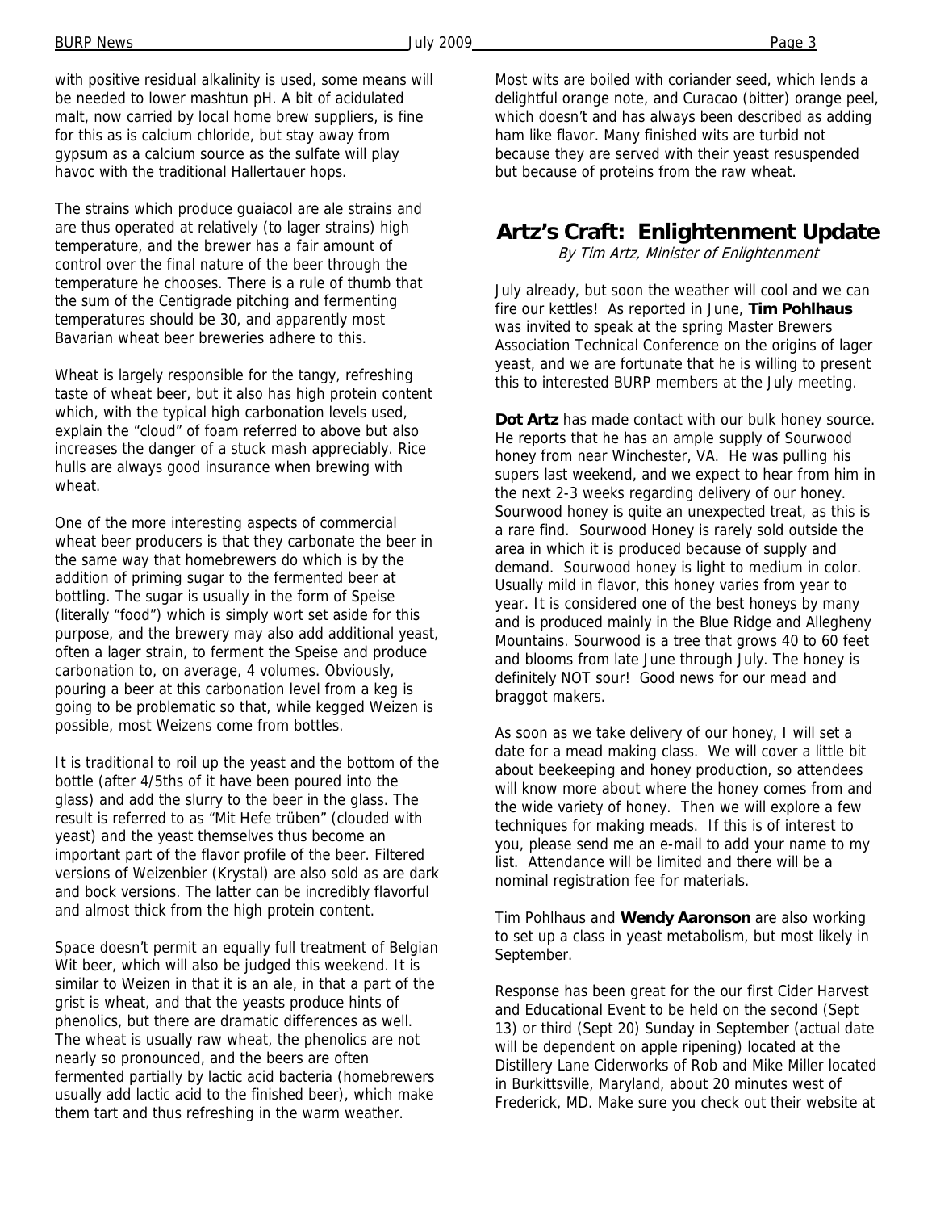with positive residual alkalinity is used, some means will be needed to lower mashtun pH. A bit of acidulated malt, now carried by local home brew suppliers, is fine for this as is calcium chloride, but stay away from gypsum as a calcium source as the sulfate will play havoc with the traditional Hallertauer hops.

The strains which produce guaiacol are ale strains and are thus operated at relatively (to lager strains) high temperature, and the brewer has a fair amount of control over the final nature of the beer through the temperature he chooses. There is a rule of thumb that the sum of the Centigrade pitching and fermenting temperatures should be 30, and apparently most Bavarian wheat beer breweries adhere to this.

Wheat is largely responsible for the tangy, refreshing taste of wheat beer, but it also has high protein content which, with the typical high carbonation levels used, explain the "cloud" of foam referred to above but also increases the danger of a stuck mash appreciably. Rice hulls are always good insurance when brewing with wheat.

One of the more interesting aspects of commercial wheat beer producers is that they carbonate the beer in the same way that homebrewers do which is by the addition of priming sugar to the fermented beer at bottling. The sugar is usually in the form of Speise (literally "food") which is simply wort set aside for this purpose, and the brewery may also add additional yeast, often a lager strain, to ferment the Speise and produce carbonation to, on average, 4 volumes. Obviously, pouring a beer at this carbonation level from a keg is going to be problematic so that, while kegged Weizen is possible, most Weizens come from bottles.

It is traditional to roil up the yeast and the bottom of the bottle (after 4/5ths of it have been poured into the glass) and add the slurry to the beer in the glass. The result is referred to as "Mit Hefe trüben" (clouded with yeast) and the yeast themselves thus become an important part of the flavor profile of the beer. Filtered versions of Weizenbier (Krystal) are also sold as are dark and bock versions. The latter can be incredibly flavorful and almost thick from the high protein content.

Space doesn't permit an equally full treatment of Belgian Wit beer, which will also be judged this weekend. It is similar to Weizen in that it is an ale, in that a part of the grist is wheat, and that the yeasts produce hints of phenolics, but there are dramatic differences as well. The wheat is usually raw wheat, the phenolics are not nearly so pronounced, and the beers are often fermented partially by lactic acid bacteria (homebrewers usually add lactic acid to the finished beer), which make them tart and thus refreshing in the warm weather.

Most wits are boiled with coriander seed, which lends a delightful orange note, and Curacao (bitter) orange peel, which doesn't and has always been described as adding ham like flavor. Many finished wits are turbid not because they are served with their yeast resuspended but because of proteins from the raw wheat.

## Artz's Craft: Enlightenment Update

*By Tim Artz, Minister of Enlightenment*

July already, but soon the weather will cool and we can fire our kettles! As reported in June, **Tim Pohlhaus** was invited to speak at the spring Master Brewers Association Technical Conference on the origins of lager yeast, and we are fortunate that he is willing to present this to interested BURP members at the July meeting.

**Dot Artz** has made contact with our bulk honey source. He reports that he has an ample supply of Sourwood honey from near Winchester, VA. He was pulling his supers last weekend, and we expect to hear from him in the next 2-3 weeks regarding delivery of our honey. Sourwood honey is quite an unexpected treat, as this is a rare find. Sourwood Honey is rarely sold outside the area in which it is produced because of supply and demand. Sourwood honey is light to medium in color. Usually mild in flavor, this honey varies from year to year. It is considered one of the best honeys by many and is produced mainly in the Blue Ridge and Allegheny Mountains. Sourwood is a tree that grows 40 to 60 feet and blooms from late June through July. The honey is definitely NOT sour! Good news for our mead and braggot makers.

As soon as we take delivery of our honey, I will set a date for a mead making class. We will cover a little bit about beekeeping and honey production, so attendees will know more about where the honey comes from and the wide variety of honey. Then we will explore a few techniques for making meads. If this is of interest to you, please send me an e-mail to add your name to my list. Attendance will be limited and there will be a nominal registration fee for materials.

Tim Pohlhaus and **Wendy Aaronson** are also working to set up a class in yeast metabolism, but most likely in September.

Response has been great for the our first Cider Harvest and Educational Event to be held on the second (Sept 13) or third (Sept 20) Sunday in September (actual date will be dependent on apple ripening) located at the Distillery Lane Ciderworks of Rob and Mike Miller located in Burkittsville, Maryland, about 20 minutes west of Frederick, MD. Make sure you check out their website at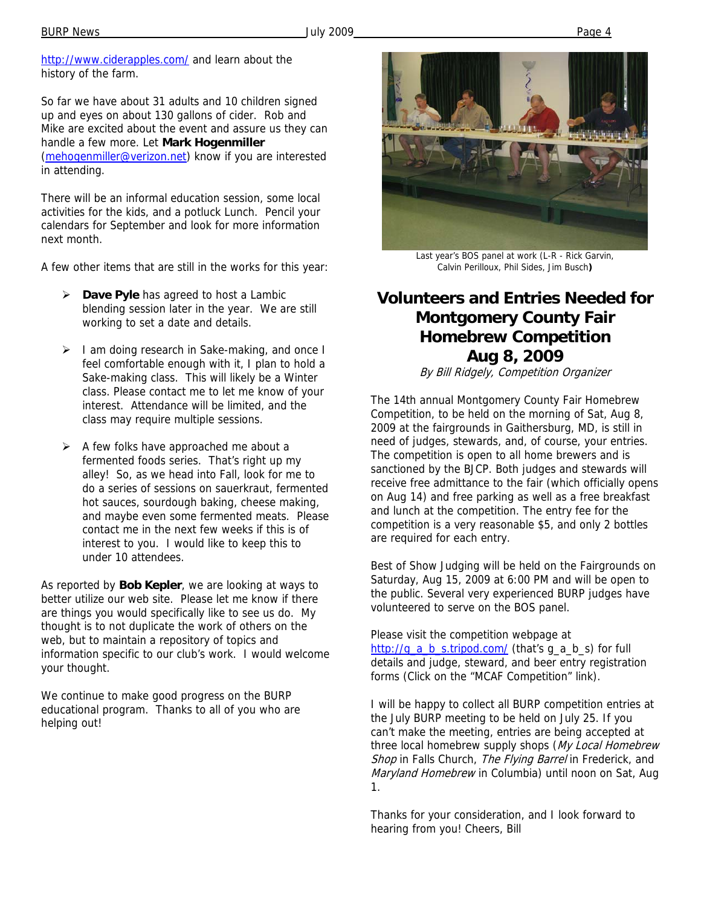http://www.ciderapples.com/ and learn about the history of the farm.

So far we have about 31 adults and 10 children signed up and eyes on about 130 gallons of cider. Rob and Mike are excited about the event and assure us they can handle a few more. Let **Mark Hogenmiller** (mehogenmiller@verizon.net) know if you are interested in attending.

There will be an informal education session, some local activities for the kids, and a potluck Lunch. Pencil your calendars for September and look for more information next month.

A few other items that are still in the works for this year:

- **Dave Pyle** has agreed to host a Lambic blending session later in the year. We are still working to set a date and details.
- I am doing research in Sake-making, and once I feel comfortable enough with it, I plan to hold a Sake-making class. This will likely be a Winter class. Please contact me to let me know of your interest. Attendance will be limited, and the class may require multiple sessions.
- A few folks have approached me about a fermented foods series. That's right up my alley! So, as we head into Fall, look for me to do a series of sessions on sauerkraut, fermented hot sauces, sourdough baking, cheese making, and maybe even some fermented meats. Please contact me in the next few weeks if this is of interest to you. I would like to keep this to under 10 attendees.

As reported by **Bob Kepler**, we are looking at ways to better utilize our web site. Please let me know if there are things you would specifically like to see us do. My thought is to not duplicate the work of others on the web, but to maintain a repository of topics and information specific to our club's work. I would welcome your thought.

We continue to make good progress on the BURP educational program. Thanks to all of you who are helping out!

Last year's BOS panel at work (L-R - Rick Garvin, Calvin Perilloux, Phil Sides, Jim Busch)

## Volunteers and Entries Needed for Montgomery County Fair Homebrew Competition Aug 8, 2009

*By Bill Ridgely, Competition Organizer*

The 14th annual Montgomery County Fair Homebrew Competition, to be held on the morning of Sat, Aug 8, 2009 at the fairgrounds in Gaithersburg, MD, is still in need of judges, stewards, and, of course, your entries. The competition is open to all home brewers and is sanctioned by the BJCP. Both judges and stewards will receive free admittance to the fair (which officially opens on Aug 14) and free parking as well as a free breakfast and lunch at the competition. The entry fee for the competition is a very reasonable $5, and only 2 bottles are required for each entry.

Best of Show Judging will be held on the Fairgrounds on Saturday, Aug 15, 2009 at 6:00 PM and will be open to the public. Several very experienced BURP judges have volunteered to serve on the BOS panel.

Please visit the competition webpage at http://g_a_b_s.tripod.com/ (that's g_a_b_s) for full details and judge, steward, and beer entry registration forms (Click on the "MCAF Competition" link).

I will be happy to collect all BURP competition entries at the July BURP meeting to be held on July 25. If you can't make the meeting, entries are being accepted at three local homebrew supply shops (*My Local Homebrew Shop* in Falls Church, *The Flying Barrel* in Frederick, and *Maryland Homebrew* in Columbia) until noon on Sat, Aug 1.

Thanks for your consideration, and I look forward to hearing from you! Cheers, Bill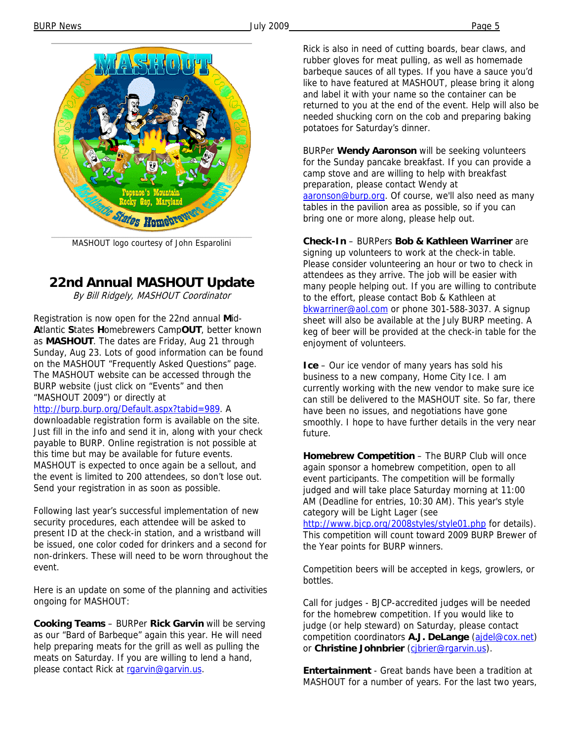MASHOUT logo courtesy of John Esparolini

## 22nd Annual MASHOUT Update

*By Bill Ridgely, MASHOUT Coordinator*

Registration is now open for the 22nd annual **M**id-**A**tlantic **S**tates **H**omebrewers Camp**OUT**, better known as **MASHOUT**. The dates are Friday, Aug 21 through Sunday, Aug 23. Lots of good information can be found on the MASHOUT "Frequently Asked Questions" page. The MASHOUT website can be accessed through the BURP website (just click on "Events" and then "MASHOUT 2009") or directly at http://burp.burp.org/Default.aspx?tabid=989. A downloadable registration form is available on the site. Just fill in the info and send it in, along with your check payable to BURP. Online registration is not possible at this time but may be available for future events. MASHOUT is expected to once again be a sellout, and the event is limited to 200 attendees, so don't lose out. Send your registration in as soon as possible.

Following last year's successful implementation of new security procedures, each attendee will be asked to present ID at the check-in station, and a wristband will be issued, one color coded for drinkers and a second for non-drinkers. These will need to be worn throughout the event.

Here is an update on some of the planning and activities ongoing for MASHOUT:

**Cooking Teams** – BURPer **Rick Garvin** will be serving as our "Bard of Barbeque" again this year. He will need help preparing meats for the grill as well as pulling the meats on Saturday. If you are willing to lend a hand, please contact Rick at rgarvin@garvin.us.

Rick is also in need of cutting boards, bear claws, and rubber gloves for meat pulling, as well as homemade barbeque sauces of all types. If you have a sauce you'd like to have featured at MASHOUT, please bring it along and label it with your name so the container can be returned to you at the end of the event. Help will also be needed shucking corn on the cob and preparing baking potatoes for Saturday's dinner.

BURPer **Wendy Aaronson** will be seeking volunteers for the Sunday pancake breakfast. If you can provide a camp stove and are willing to help with breakfast preparation, please contact Wendy at aaronson@burp.org. Of course, we'll also need as many tables in the pavilion area as possible, so if you can bring one or more along, please help out.

**Check-In** – BURPers **Bob & Kathleen Warriner** are signing up volunteers to work at the check-in table. Please consider volunteering an hour or two to check in attendees as they arrive. The job will be easier with many people helping out. If you are willing to contribute to the effort, please contact Bob & Kathleen at bkwarriner@aol.com or phone 301-588-3037. A signup sheet will also be available at the July BURP meeting. A keg of beer will be provided at the check-in table for the enjoyment of volunteers.

**Ice** – Our ice vendor of many years has sold his business to a new company, Home City Ice. I am currently working with the new vendor to make sure ice can still be delivered to the MASHOUT site. So far, there have been no issues, and negotiations have gone smoothly. I hope to have further details in the very near future.

**Homebrew Competition** – The BURP Club will once again sponsor a homebrew competition, open to all event participants. The competition will be formally judged and will take place Saturday morning at 11:00 AM (Deadline for entries, 10:30 AM). This year's style category will be Light Lager (see http://www.bjcp.org/2008styles/style01.php for details). This competition will count toward 2009 BURP Brewer of the Year points for BURP winners.

Competition beers will be accepted in kegs, growlers, or bottles.

Call for judges - BJCP-accredited judges will be needed for the homebrew competition. If you would like to judge (or help steward) on Saturday, please contact competition coordinators **A.J. DeLange** (ajdel@cox.net) or **Christine Johnbrier** (cjbrier@rgarvin.us).

**Entertainment** - Great bands have been a tradition at MASHOUT for a number of years. For the last two years,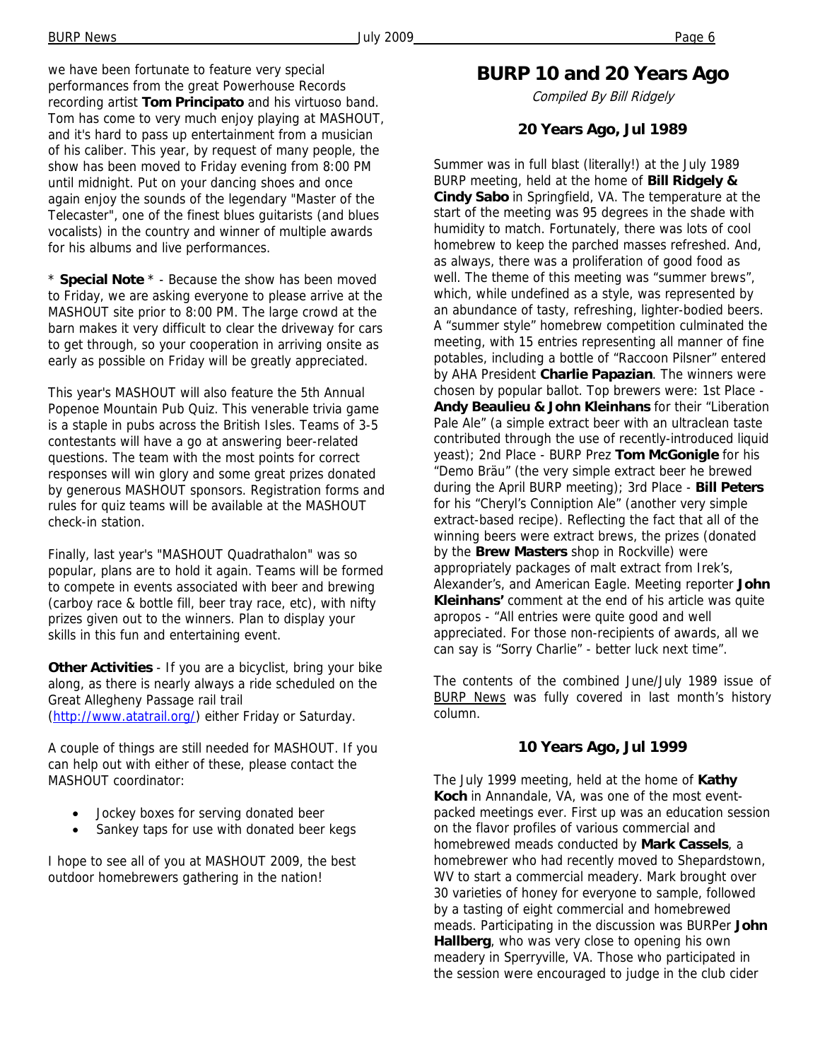we have been fortunate to feature very special performances from the great Powerhouse Records recording artist **Tom Principato** and his virtuoso band. Tom has come to very much enjoy playing at MASHOUT, and it's hard to pass up entertainment from a musician of his caliber. This year, by request of many people, the show has been moved to Friday evening from 8:00 PM until midnight. Put on your dancing shoes and once again enjoy the sounds of the legendary "Master of the Telecaster", one of the finest blues guitarists (and blues vocalists) in the country and winner of multiple awards for his albums and live performances.

* **Special Note** * - Because the show has been moved to Friday, we are asking everyone to please arrive at the MASHOUT site prior to 8:00 PM. The large crowd at the barn makes it very difficult to clear the driveway for cars to get through, so your cooperation in arriving onsite as early as possible on Friday will be greatly appreciated.

This year's MASHOUT will also feature the 5th Annual Popenoe Mountain Pub Quiz. This venerable trivia game is a staple in pubs across the British Isles. Teams of 3-5 contestants will have a go at answering beer-related questions. The team with the most points for correct responses will win glory and some great prizes donated by generous MASHOUT sponsors. Registration forms and rules for quiz teams will be available at the MASHOUT check-in station.

Finally, last year's "MASHOUT Quadrathalon" was so popular, plans are to hold it again. Teams will be formed to compete in events associated with beer and brewing (carboy race & bottle fill, beer tray race, etc), with nifty prizes given out to the winners. Plan to display your skills in this fun and entertaining event.

**Other Activities** - If you are a bicyclist, bring your bike along, as there is nearly always a ride scheduled on the Great Allegheny Passage rail trail (http://www.atatrail.org/) either Friday or Saturday.

A couple of things are still needed for MASHOUT. If you can help out with either of these, please contact the MASHOUT coordinator:

- Jockey boxes for serving donated beer
- Sankey taps for use with donated beer kegs

I hope to see all of you at MASHOUT 2009, the best outdoor homebrewers gathering in the nation!

## BURP 10 and 20 Years Ago

*Compiled By Bill Ridgely*

### 20 Years Ago, Jul 1989

Summer was in full blast (literally!) at the July 1989 BURP meeting, held at the home of **Bill Ridgely & Cindy Sabo** in Springfield, VA. The temperature at the start of the meeting was 95 degrees in the shade with humidity to match. Fortunately, there was lots of cool homebrew to keep the parched masses refreshed. And, as always, there was a proliferation of good food as well. The theme of this meeting was "summer brews", which, while undefined as a style, was represented by an abundance of tasty, refreshing, lighter-bodied beers. A "summer style" homebrew competition culminated the meeting, with 15 entries representing all manner of fine potables, including a bottle of "Raccoon Pilsner" entered by AHA President **Charlie Papazian**. The winners were chosen by popular ballot. Top brewers were: 1st Place - **Andy Beaulieu & John Kleinhans** for their "Liberation Pale Ale" (a simple extract beer with an ultraclean taste contributed through the use of recently-introduced liquid yeast); 2nd Place - BURP Prez **Tom McGonigle** for his "Demo Bräu" (the very simple extract beer he brewed during the April BURP meeting); 3rd Place - **Bill Peters** for his "Cheryl's Conniption Ale" (another very simple extract-based recipe). Reflecting the fact that all of the winning beers were extract brews, the prizes (donated by the **Brew Masters** shop in Rockville) were appropriately packages of malt extract from Irek's, Alexander's, and American Eagle. Meeting reporter **John Kleinhans'** comment at the end of his article was quite apropos - "All entries were quite good and well appreciated. For those non-recipients of awards, all we can say is "Sorry Charlie" - better luck next time".

The contents of the combined June/July 1989 issue of BURP News was fully covered in last month's history column.

### 10 Years Ago, Jul 1999

The July 1999 meeting, held at the home of **Kathy Koch** in Annandale, VA, was one of the most event-packed meetings ever. First up was an education session on the flavor profiles of various commercial and homebrewed meads conducted by **Mark Cassels**, a homebrewer who had recently moved to Shepardstown, WV to start a commercial meadery. Mark brought over 30 varieties of honey for everyone to sample, followed by a tasting of eight commercial and homebrewed meads. Participating in the discussion was BURPer **John Hallberg**, who was very close to opening his own meadery in Sperryville, VA. Those who participated in the session were encouraged to judge in the club cider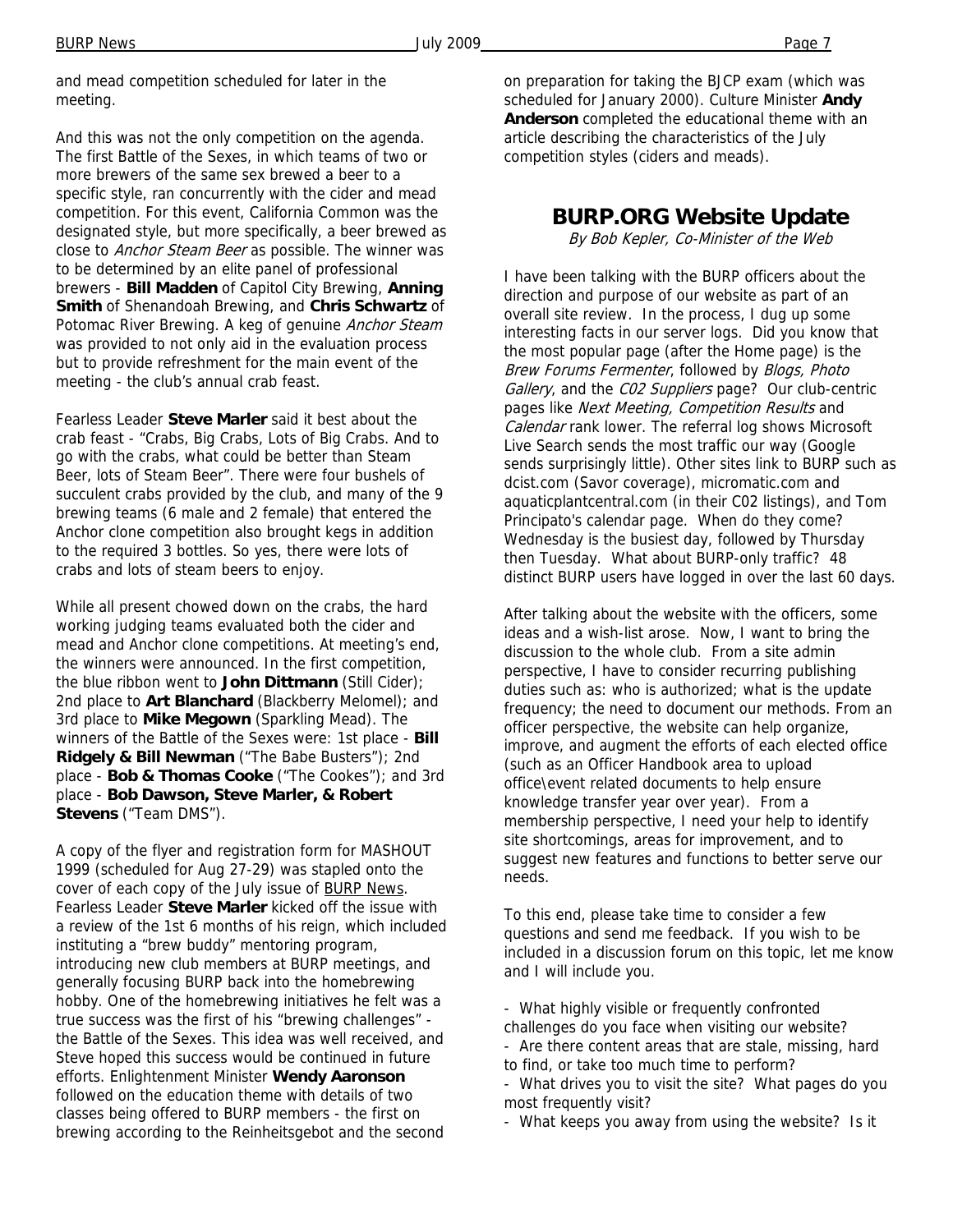and mead competition scheduled for later in the meeting.

And this was not the only competition on the agenda. The first Battle of the Sexes, in which teams of two or more brewers of the same sex brewed a beer to a specific style, ran concurrently with the cider and mead competition. For this event, California Common was the designated style, but more specifically, a beer brewed as close to *Anchor Steam Beer* as possible. The winner was to be determined by an elite panel of professional brewers - **Bill Madden** of Capitol City Brewing, **Anning Smith** of Shenandoah Brewing, and **Chris Schwartz** of Potomac River Brewing. A keg of genuine *Anchor Steam* was provided to not only aid in the evaluation process but to provide refreshment for the main event of the meeting - the club's annual crab feast.

Fearless Leader **Steve Marler** said it best about the crab feast - "Crabs, Big Crabs, Lots of Big Crabs. And to go with the crabs, what could be better than Steam Beer, lots of Steam Beer". There were four bushels of succulent crabs provided by the club, and many of the 9 brewing teams (6 male and 2 female) that entered the Anchor clone competition also brought kegs in addition to the required 3 bottles. So yes, there were lots of crabs and lots of steam beers to enjoy.

While all present chowed down on the crabs, the hard working judging teams evaluated both the cider and mead and Anchor clone competitions. At meeting's end, the winners were announced. In the first competition, the blue ribbon went to **John Dittmann** (Still Cider); 2nd place to **Art Blanchard** (Blackberry Melomel); and 3rd place to **Mike Megown** (Sparkling Mead). The winners of the Battle of the Sexes were: 1st place - **Bill Ridgely & Bill Newman** ("The Babe Busters"); 2nd place - **Bob & Thomas Cooke** ("The Cookes"); and 3rd place - **Bob Dawson, Steve Marler, & Robert Stevens** ("Team DMS").

A copy of the flyer and registration form for MASHOUT 1999 (scheduled for Aug 27-29) was stapled onto the cover of each copy of the July issue of BURP News. Fearless Leader **Steve Marler** kicked off the issue with a review of the 1st 6 months of his reign, which included instituting a "brew buddy" mentoring program, introducing new club members at BURP meetings, and generally focusing BURP back into the homebrewing hobby. One of the homebrewing initiatives he felt was a true success was the first of his "brewing challenges" - the Battle of the Sexes. This idea was well received, and Steve hoped this success would be continued in future efforts. Enlightenment Minister **Wendy Aaronson** followed on the education theme with details of two classes being offered to BURP members - the first on brewing according to the Reinheitsgebot and the second on preparation for taking the BJCP exam (which was scheduled for January 2000). Culture Minister **Andy Anderson** completed the educational theme with an article describing the characteristics of the July competition styles (ciders and meads).

## BURP.ORG Website Update

*By Bob Kepler, Co-Minister of the Web*

I have been talking with the BURP officers about the direction and purpose of our website as part of an overall site review. In the process, I dug up some interesting facts in our server logs. Did you know that the most popular page (after the Home page) is the *Brew Forums Fermenter*, followed by *Blogs, Photo Gallery*, and the *C02 Suppliers* page? Our club-centric pages like *Next Meeting, Competition Results* and *Calendar* rank lower. The referral log shows Microsoft Live Search sends the most traffic our way (Google sends surprisingly little). Other sites link to BURP such as dcist.com (Savor coverage), micromatic.com and aquaticplantcentral.com (in their C02 listings), and Tom Principato's calendar page. When do they come? Wednesday is the busiest day, followed by Thursday then Tuesday. What about BURP-only traffic? 48 distinct BURP users have logged in over the last 60 days.

After talking about the website with the officers, some ideas and a wish-list arose. Now, I want to bring the discussion to the whole club. From a site admin perspective, I have to consider recurring publishing duties such as: who is authorized; what is the update frequency; the need to document our methods. From an officer perspective, the website can help organize, improve, and augment the efforts of each elected office (such as an Officer Handbook area to upload office\event related documents to help ensure knowledge transfer year over year). From a membership perspective, I need your help to identify site shortcomings, areas for improvement, and to suggest new features and functions to better serve our needs.

To this end, please take time to consider a few questions and send me feedback. If you wish to be included in a discussion forum on this topic, let me know and I will include you.

- What highly visible or frequently confronted challenges do you face when visiting our website?
- Are there content areas that are stale, missing, hard to find, or take too much time to perform?
- What drives you to visit the site? What pages do you most frequently visit?
- What keeps you away from using the website? Is it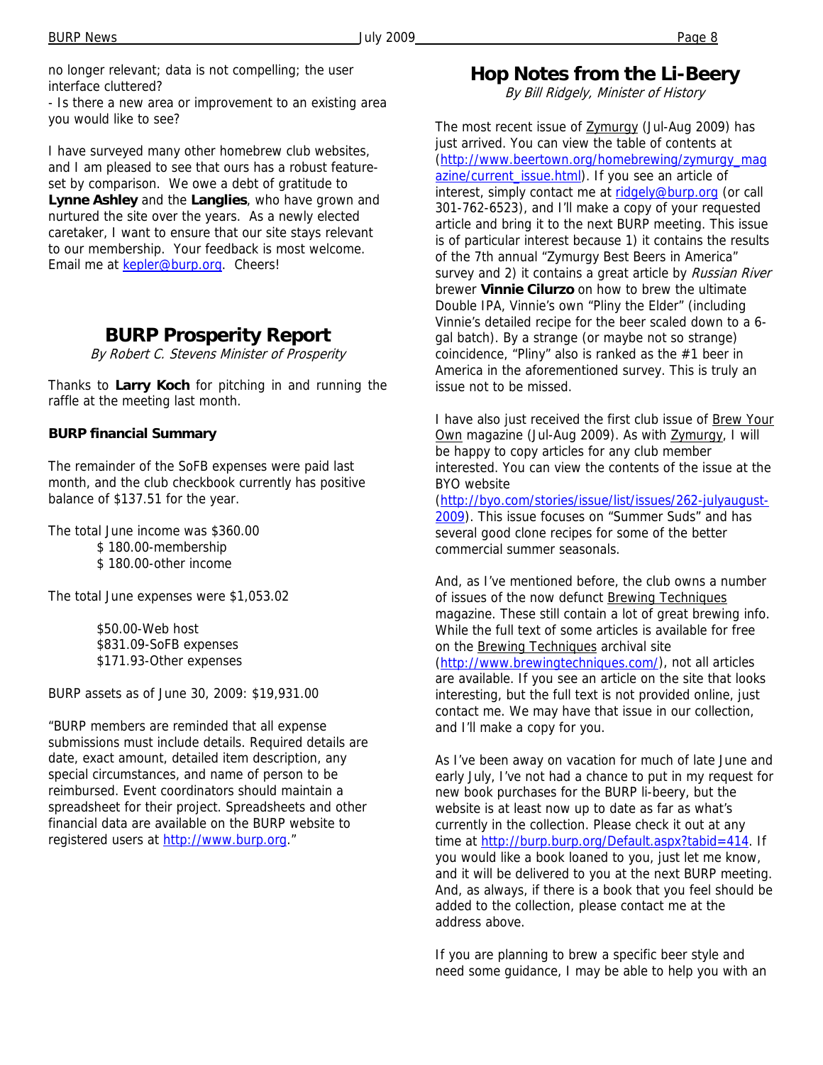no longer relevant; data is not compelling; the user interface cluttered?

- Is there a new area or improvement to an existing area you would like to see?

I have surveyed many other homebrew club websites, and I am pleased to see that ours has a robust feature-set by comparison. We owe a debt of gratitude to **Lynne Ashley** and the **Langlies**, who have grown and nurtured the site over the years. As a newly elected caretaker, I want to ensure that our site stays relevant to our membership. Your feedback is most welcome. Email me at kepler@burp.org. Cheers!

## BURP Prosperity Report

*By Robert C. Stevens Minister of Prosperity*

Thanks to **Larry Koch** for pitching in and running the raffle at the meeting last month.

**BURP financial Summary**

The remainder of the SoFB expenses were paid last month, and the club checkbook currently has positive balance of $137.51 for the year.

The total June income was $360.00
- $ 180.00-membership
- $ 180.00-other income

The total June expenses were $1,053.02
- $50.00-Web host
- $831.09-SoFB expenses
- $171.93-Other expenses

BURP assets as of June 30, 2009: $19,931.00

"BURP members are reminded that all expense submissions must include details. Required details are date, exact amount, detailed item description, any special circumstances, and name of person to be reimbursed. Event coordinators should maintain a spreadsheet for their project. Spreadsheets and other financial data are available on the BURP website to registered users at http://www.burp.org."

## Hop Notes from the Li-Beery

*By Bill Ridgely, Minister of History*

The most recent issue of Zymurgy (Jul-Aug 2009) has just arrived. You can view the table of contents at (http://www.beertown.org/homebrewing/zymurgy_magazine/current_issue.html). If you see an article of interest, simply contact me at ridgely@burp.org (or call 301-762-6523), and I'll make a copy of your requested article and bring it to the next BURP meeting. This issue is of particular interest because 1) it contains the results of the 7th annual "Zymurgy Best Beers in America" survey and 2) it contains a great article by *Russian River* brewer **Vinnie Cilurzo** on how to brew the ultimate Double IPA, Vinnie's own "Pliny the Elder" (including Vinnie's detailed recipe for the beer scaled down to a 6-gal batch). By a strange (or maybe not so strange) coincidence, "Pliny" also is ranked as the #1 beer in America in the aforementioned survey. This is truly an issue not to be missed.

I have also just received the first club issue of Brew Your Own magazine (Jul-Aug 2009). As with Zymurgy, I will be happy to copy articles for any club member interested. You can view the contents of the issue at the BYO website (http://byo.com/stories/issue/list/issues/262-julyaugust-2009). This issue focuses on "Summer Suds" and has several good clone recipes for some of the better commercial summer seasonals.

And, as I've mentioned before, the club owns a number of issues of the now defunct Brewing Techniques magazine. These still contain a lot of great brewing info. While the full text of some articles is available for free on the Brewing Techniques archival site (http://www.brewingtechniques.com/), not all articles are available. If you see an article on the site that looks interesting, but the full text is not provided online, just contact me. We may have that issue in our collection, and I'll make a copy for you.

As I've been away on vacation for much of late June and early July, I've not had a chance to put in my request for new book purchases for the BURP li-beery, but the website is at least now up to date as far as what's currently in the collection. Please check it out at any time at http://burp.burp.org/Default.aspx?tabid=414. If you would like a book loaned to you, just let me know, and it will be delivered to you at the next BURP meeting. And, as always, if there is a book that you feel should be added to the collection, please contact me at the address above.

If you are planning to brew a specific beer style and need some guidance, I may be able to help you with an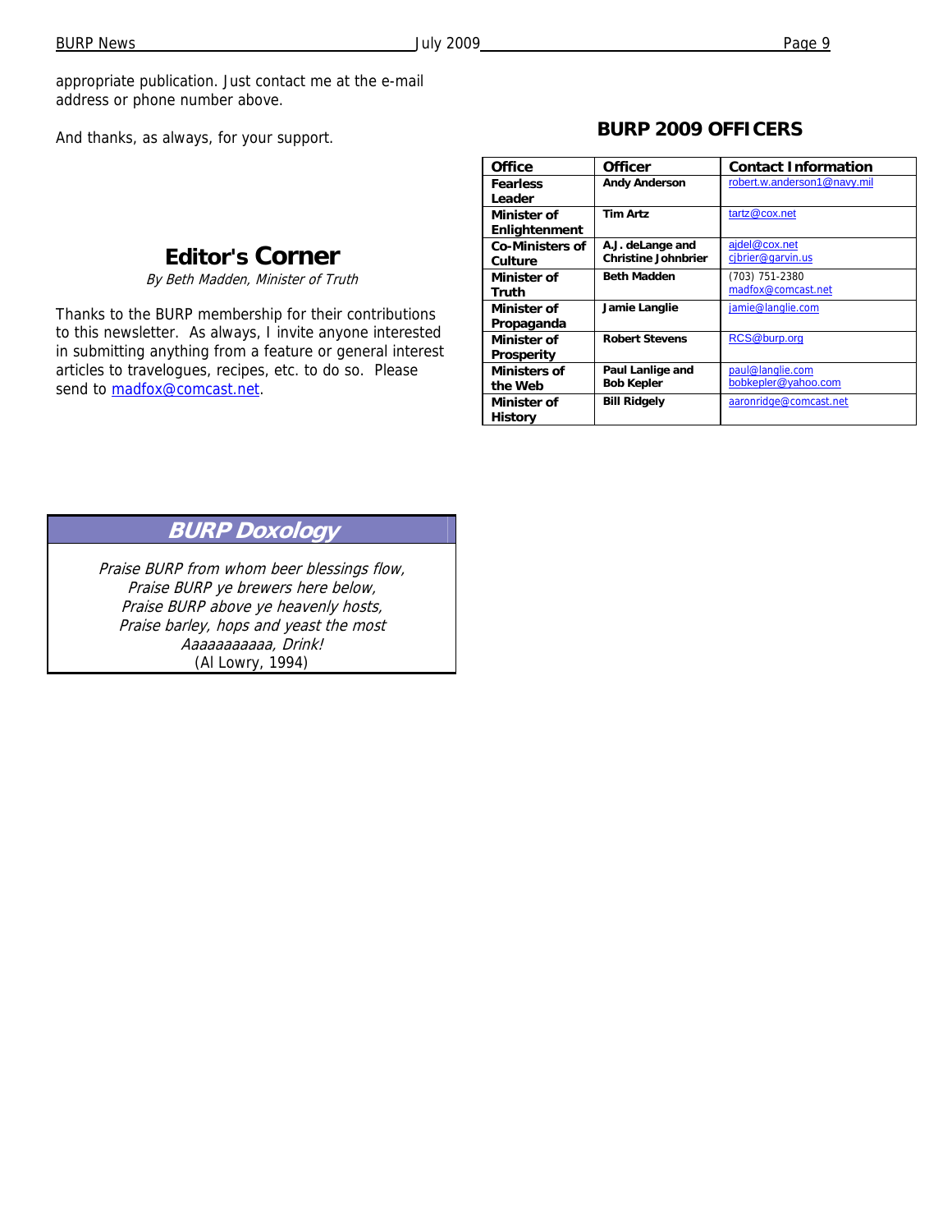appropriate publication. Just contact me at the e-mail address or phone number above.

And thanks, as always, for your support.

## Editor's Corner

*By Beth Madden, Minister of Truth*

Thanks to the BURP membership for their contributions to this newsletter. As always, I invite anyone interested in submitting anything from a feature or general interest articles to travelogues, recipes, etc. to do so. Please send to madfox@comcast.net.

## BURP Doxology

*Praise BURP from whom beer blessings flow,*
*Praise BURP ye brewers here below,*
*Praise BURP above ye heavenly hosts,*
*Praise barley, hops and yeast the most*
*Aaaaaaaaaaa, Drink!*
(Al Lowry, 1994)

## BURP 2009 OFFICERS

| Office | Officer | Contact Information |
|---|---|---|
| **Fearless Leader** | **Andy Anderson** | robert.w.anderson1@navy.mil |
| **Minister of Enlightenment** | **Tim Artz** | tartz@cox.net |
| **Co-Ministers of Culture** | **A.J. deLange and Christine Johnbrier** | ajdel@cox.net cjbrier@garvin.us |
| **Minister of Truth** | **Beth Madden** | (703) 751-2380 madfox@comcast.net |
| **Minister of Propaganda** | **Jamie Langlie** | jamie@langlie.com |
| **Minister of Prosperity** | **Robert Stevens** | RCS@burp.org |
| **Ministers of the Web** | **Paul Lanlige and Bob Kepler** | paul@langlie.com bobkepler@yahoo.com |
| **Minister of History** | **Bill Ridgely** | aaronridge@comcast.net |